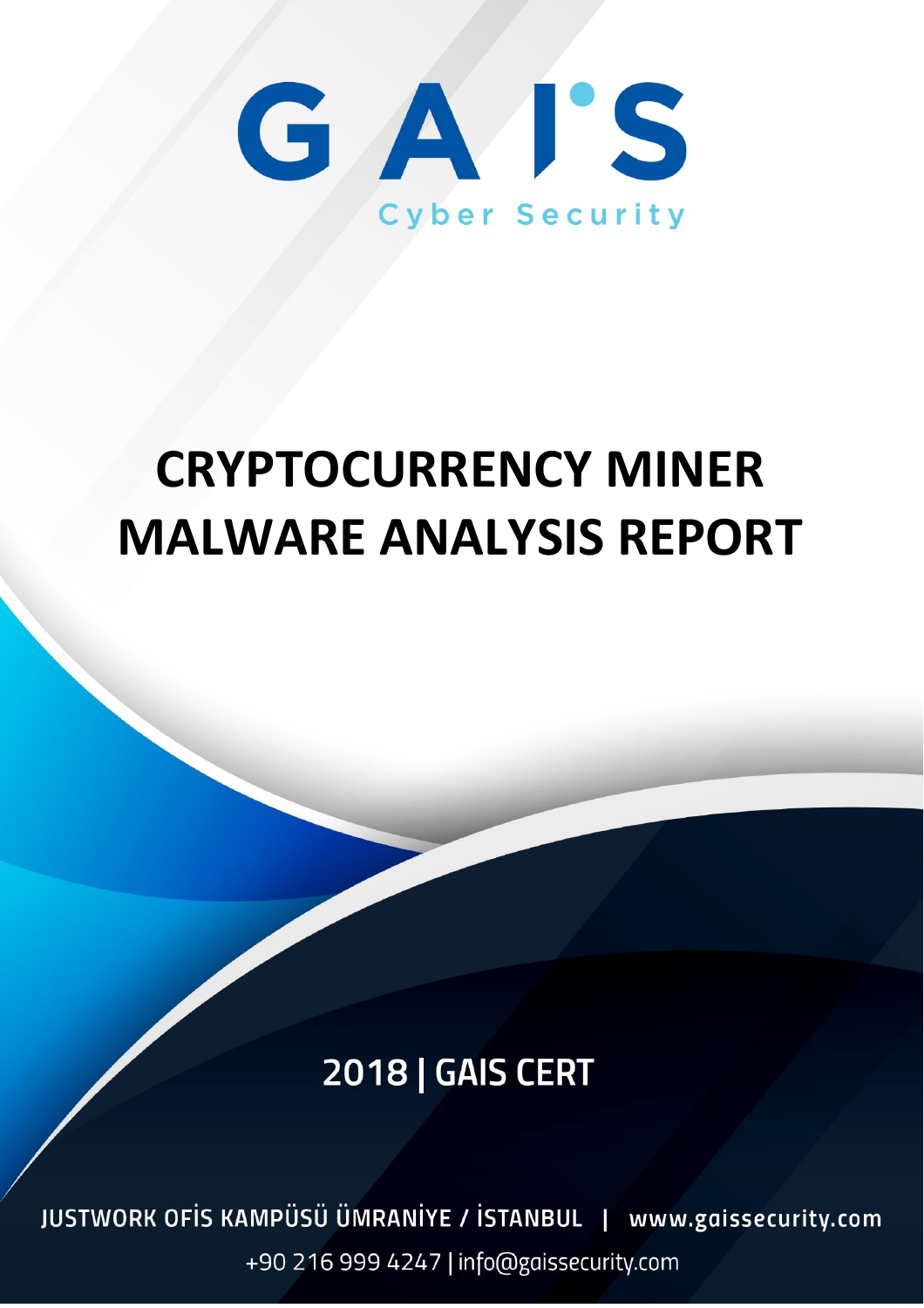GAIS

Cyber Security

# CRYPTOCURRENCY MINER MALWARE ANALYSIS REPORT

## 2018 | GAIS CERT

JUSTWORK OFİS KAMPÜSÜ ÜMRANİYE / İSTANBUL | www.gaissecurity.com

+90 216 999 4247 | info@gaissecurity.com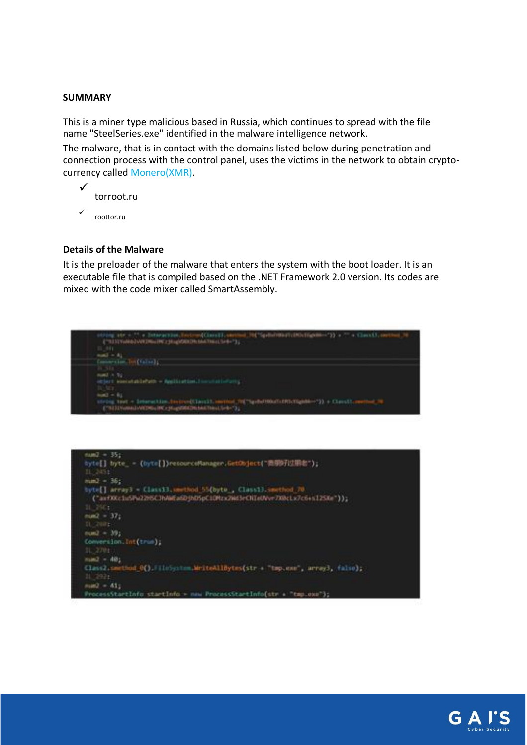**SUMMARY**

This is a miner type malicious based in Russia, which continues to spread with the file name "SteelSeries.exe" identified in the malware intelligence network.

The malware, that is in contact with the domains listed below during penetration and connection process with the control panel, uses the victims in the network to obtain crypto-currency called Monero(XMR).

- ✓ torroot.ru
- ✓ roottor.ru

**Details of the Malware**

It is the preloader of the malware that enters the system with the boot loader. It is an executable file that is compiled based on the .NET Framework 2.0 version. Its codes are mixed with the code mixer called SmartAssembly.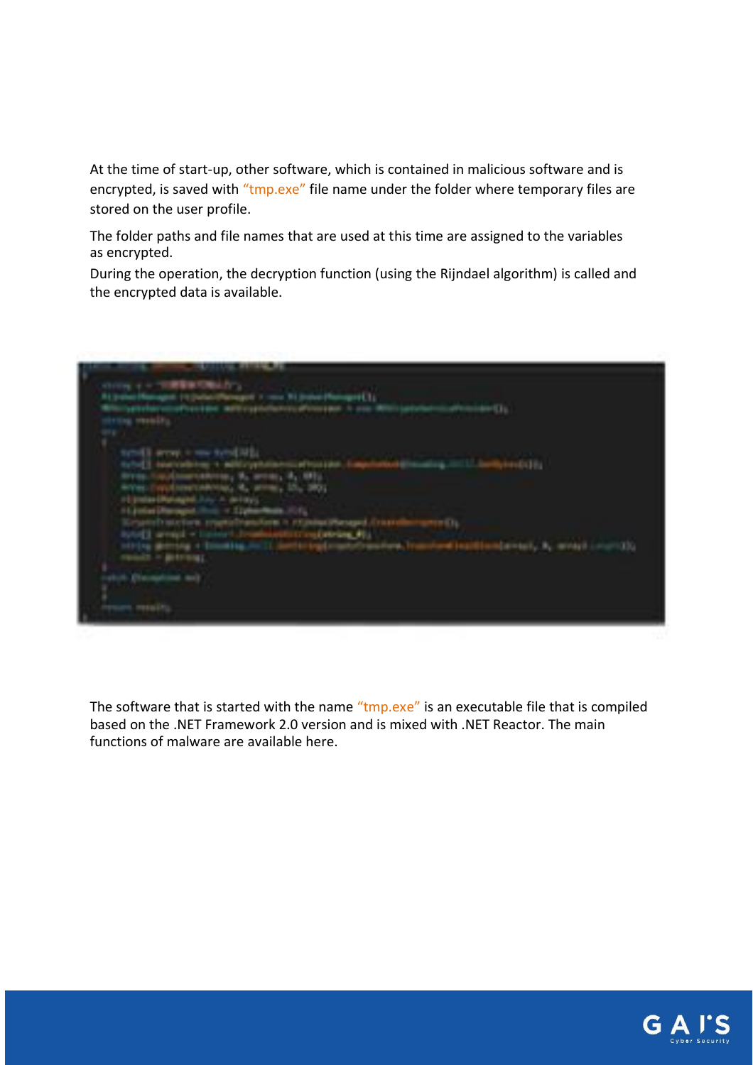At the time of start-up, other software, which is contained in malicious software and is encrypted, is saved with "tmp.exe" file name under the folder where temporary files are stored on the user profile.

The folder paths and file names that are used at this time are assigned to the variables as encrypted.

During the operation, the decryption function (using the Rijndael algorithm) is called and the encrypted data is available.

The software that is started with the name "tmp.exe" is an executable file that is compiled based on the .NET Framework 2.0 version and is mixed with .NET Reactor. The main functions of malware are available here.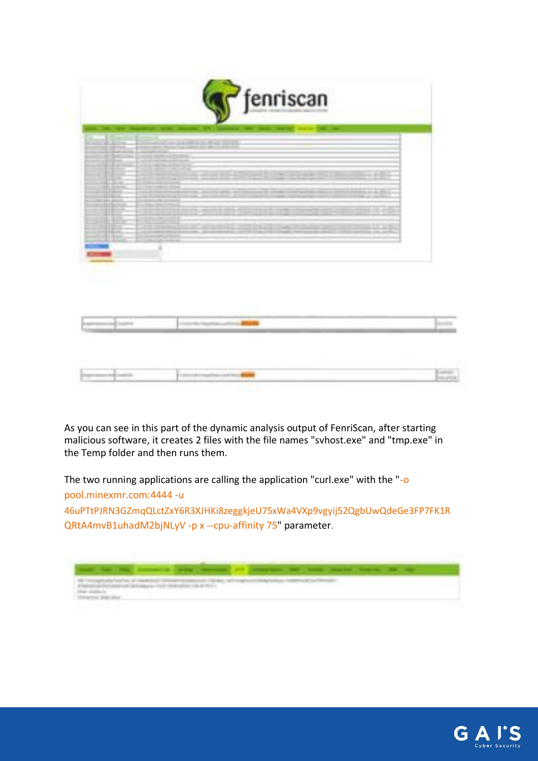As you can see in this part of the dynamic analysis output of FenriScan, after starting malicious software, it creates 2 files with the file names "svhost.exe" and "tmp.exe" in the Temp folder and then runs them.

The two running applications are calling the application "curl.exe" with the "-o pool.minexmr.com:4444 -u 46uPTtPJRN3GZmqQLctZxY6R3XJHKi8zeggkjeU75xWa4VXp9vgyij52QgbUwQdeGe3FP7FK1RQRtA4mvB1uhadM2bjNLyV -p x --cpu-affinity 75" parameter.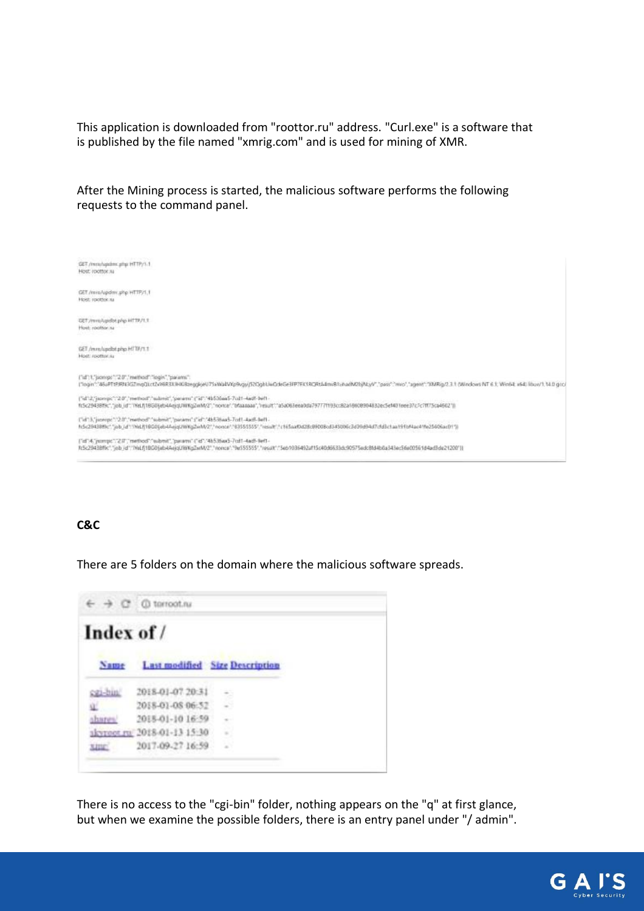This application is downloaded from "roottor.ru" address. "Curl.exe" is a software that is published by the file named "xmrig.com" and is used for mining of XMR.

After the Mining process is started, the malicious software performs the following requests to the command panel.

```
GET /mro/updmr.php HTTP/1.1
Host: roottor.ru

GET /mro/updmr.php HTTP/1.1
Host: roottor.ru

GET /mro/updbt.php HTTP/1.1
Host: roottor.ru

GET /mro/updbt.php HTTP/1.1
Host: roottor.ru
```

**C&C**

There are 5 folders on the domain where the malicious software spreads.

```
torroot.ru

Index of /

Name            Last modified     Size Description
cgi-bin/        2018-01-07 20:31  -
q/              2018-01-08 06:52  -
shares/         2018-01-10 16:59  -
skyroot.ru/     2018-01-13 15:30  -
xmr/            2017-09-27 16:59  -
```

There is no access to the "cgi-bin" folder, nothing appears on the "q" at first glance, but when we examine the possible folders, there is an entry panel under "/ admin".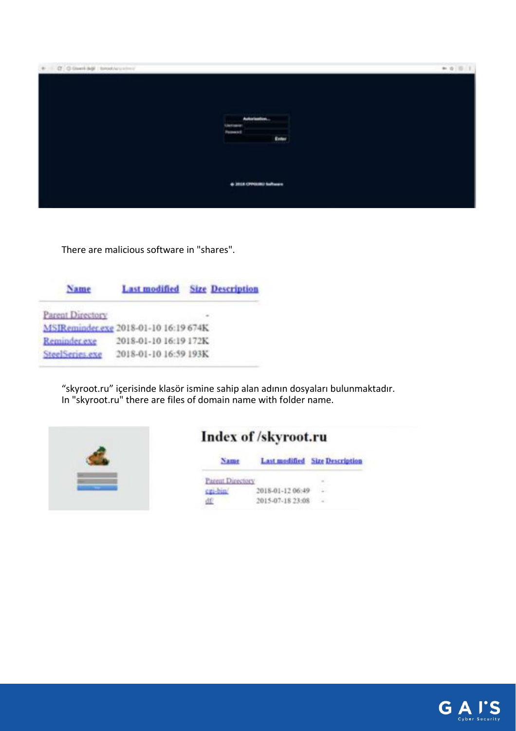There are malicious software in "shares".

| Name | Last modified | Size | Description |
|---|---|---|---|
| Parent Directory | | - | |
| MSIReminder.exe | 2018-01-10 16:19 | 674K | |
| Reminder.exe | 2018-01-10 16:19 | 172K | |
| SteelSeries.exe | 2018-01-10 16:59 | 193K | |

"skyroot.ru" içerisinde klasör ismine sahip alan adının dosyaları bulunmaktadır.
In "skyroot.ru" there are files of domain name with folder name.

# Index of /skyroot.ru

| Name | Last modified | Size | Description |
|---|---|---|---|
| Parent Directory | | - | |
| cgi-bin/ | 2018-01-12 06:49 | - | |
| df/ | 2015-07-18 23:08 | - | |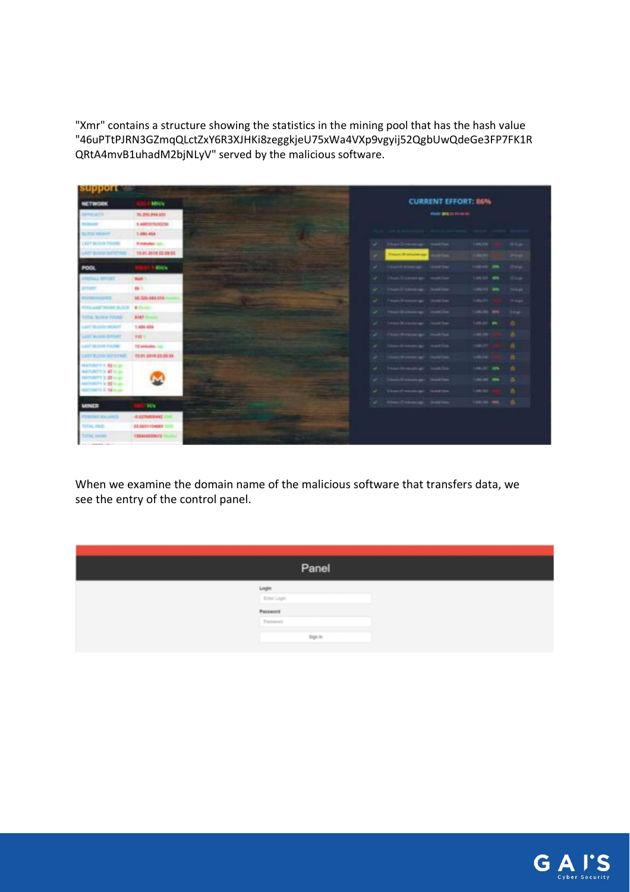"Xmr" contains a structure showing the statistics in the mining pool that has the hash value "46uPTtPJRN3GZmqQLctZxY6R3XJHKi8zeggkjeU75xWa4VXp9vgyij52QgbUwQdeGe3FP7FK1RQRtA4mvB1uhadM2bjNLyV" served by the malicious software.

When we examine the domain name of the malicious software that transfers data, we see the entry of the control panel.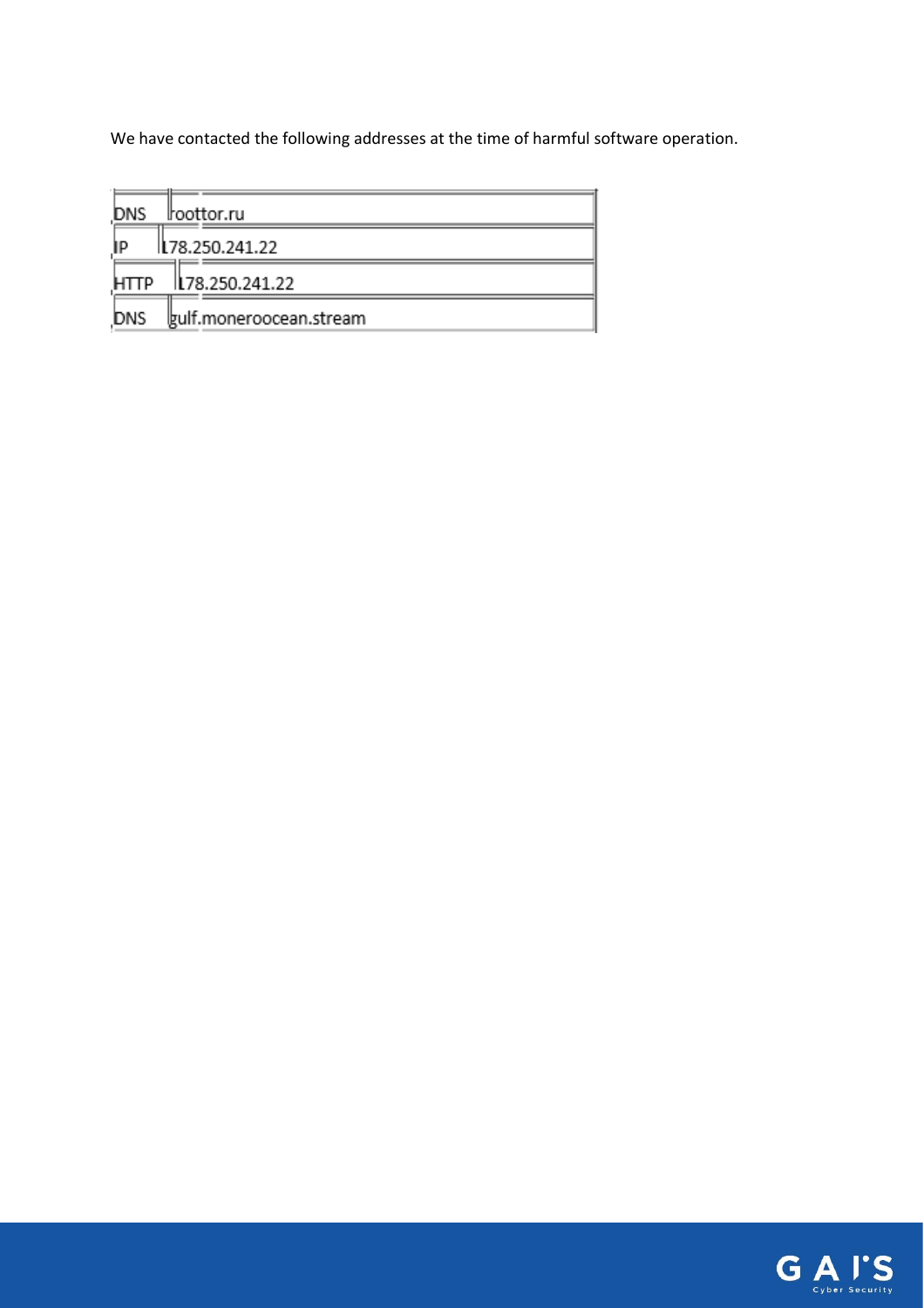We have contacted the following addresses at the time of harmful software operation.

| | |
|---|---|
| DNS | roottor.ru |
| IP | 178.250.241.22 |
| HTTP | 178.250.241.22 |
| DNS | gulf.moneroocean.stream |